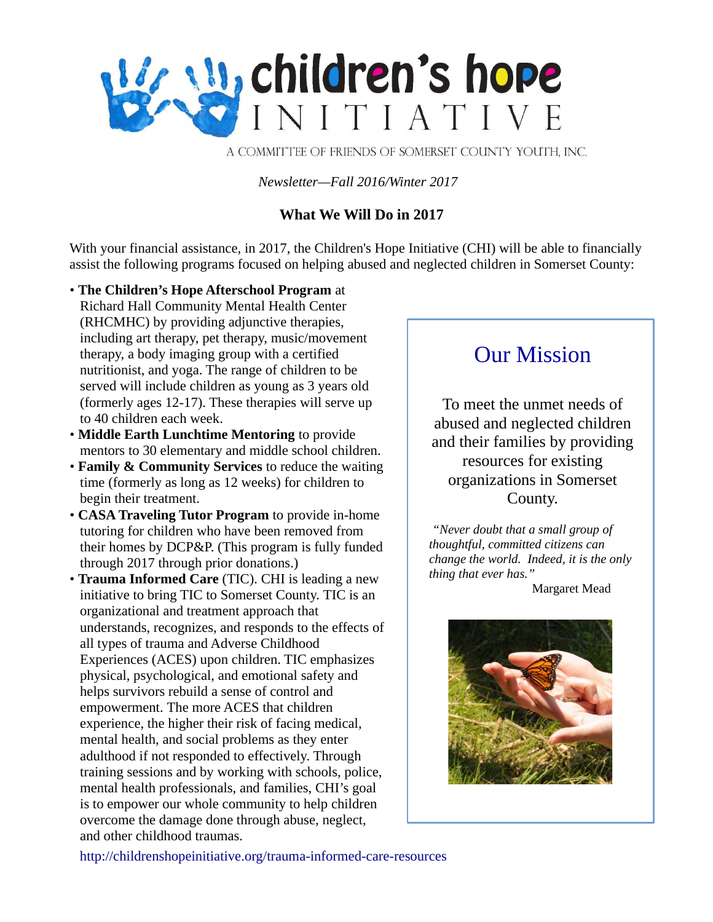# children's hope INITIATIVE

A COMMITTEE OF FRIENDS OF SOMERSET COUNTY YOUTH, INC.

*Newsletter—Fall 2016/Winter 2017*

## What We Will Do in 2017

With your financial assistance, in 2017, the Children's Hope Initiative (CHI) will be able to financially assist the following programs focused on helping abused and neglected children in Somerset County:

- **The Children's Hope Afterschool Program** at Richard Hall Community Mental Health Center (RHCMHC) by providing adjunctive therapies, including art therapy, pet therapy, music/movement therapy, a body imaging group with a certified nutritionist, and yoga. The range of children to be served will include children as young as 3 years old (formerly ages 12-17). These therapies will serve up to 40 children each week.
- **Middle Earth Lunchtime Mentoring** to provide mentors to 30 elementary and middle school children.
- **Family & Community Services** to reduce the waiting time (formerly as long as 12 weeks) for children to begin their treatment.
- **CASA Traveling Tutor Program** to provide in-home tutoring for children who have been removed from their homes by DCP&P. (This program is fully funded through 2017 through prior donations.)
- **Trauma Informed Care** (TIC). CHI is leading a new initiative to bring TIC to Somerset County. TIC is an organizational and treatment approach that understands, recognizes, and responds to the effects of all types of trauma and Adverse Childhood Experiences (ACES) upon children. TIC emphasizes physical, psychological, and emotional safety and helps survivors rebuild a sense of control and empowerment. The more ACES that children experience, the higher their risk of facing medical, mental health, and social problems as they enter adulthood if not responded to effectively. Through training sessions and by working with schools, police, mental health professionals, and families, CHI's goal is to empower our whole community to help children overcome the damage done through abuse, neglect, and other childhood traumas.

http://childrenshopeinitiative.org/trauma-informed-care-resources

## Our Mission

To meet the unmet needs of abused and neglected children and their families by providing resources for existing organizations in Somerset County.

*"Never doubt that a small group of thoughtful, committed citizens can change the world. Indeed, it is the only thing that ever has."*

Margaret Mead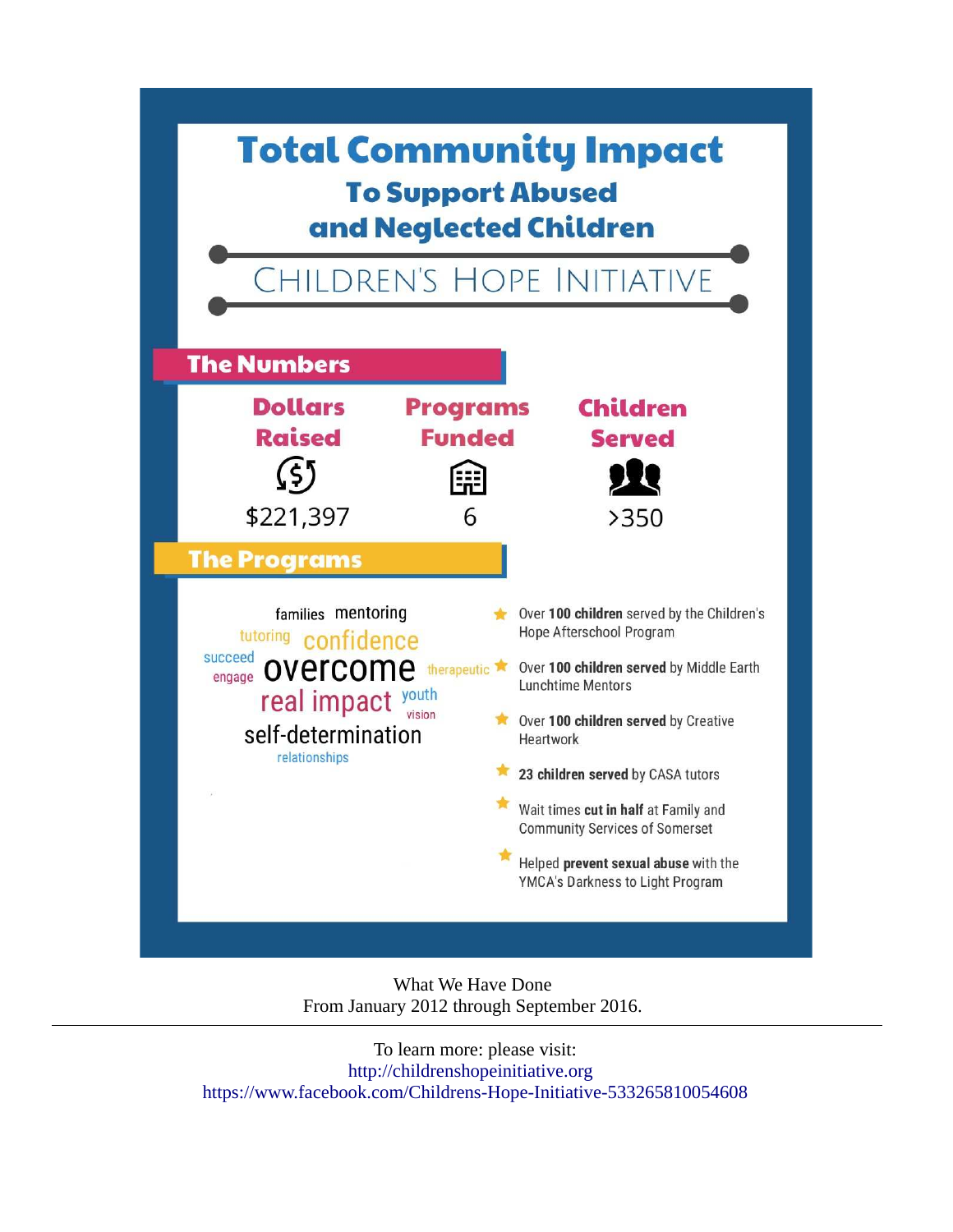# Total Community Impact

## To Support Abused and Neglected Children

### CHILDREN'S HOPE INITIATIVE

## The Numbers

| Dollars Raised | Programs Funded | Children Served |
|---|---|---|
| $221,397 | 6 | >350 |

## The Programs

families mentoring tutoring confidence succeed engage overcome therapeutic real impact youth vision self-determination relationships

- Over **100 children** served by the Children's Hope Afterschool Program
- Over **100 children served** by Middle Earth Lunchtime Mentors
- Over **100 children served** by Creative Heartwork
- **23 children served** by CASA tutors
- Wait times **cut in half** at Family and Community Services of Somerset
- Helped **prevent sexual abuse** with the YMCA's Darkness to Light Program

What We Have Done
From January 2012 through September 2016.

---

To learn more: please visit:
http://childrenshopeinitiative.org
https://www.facebook.com/Childrens-Hope-Initiative-533265810054608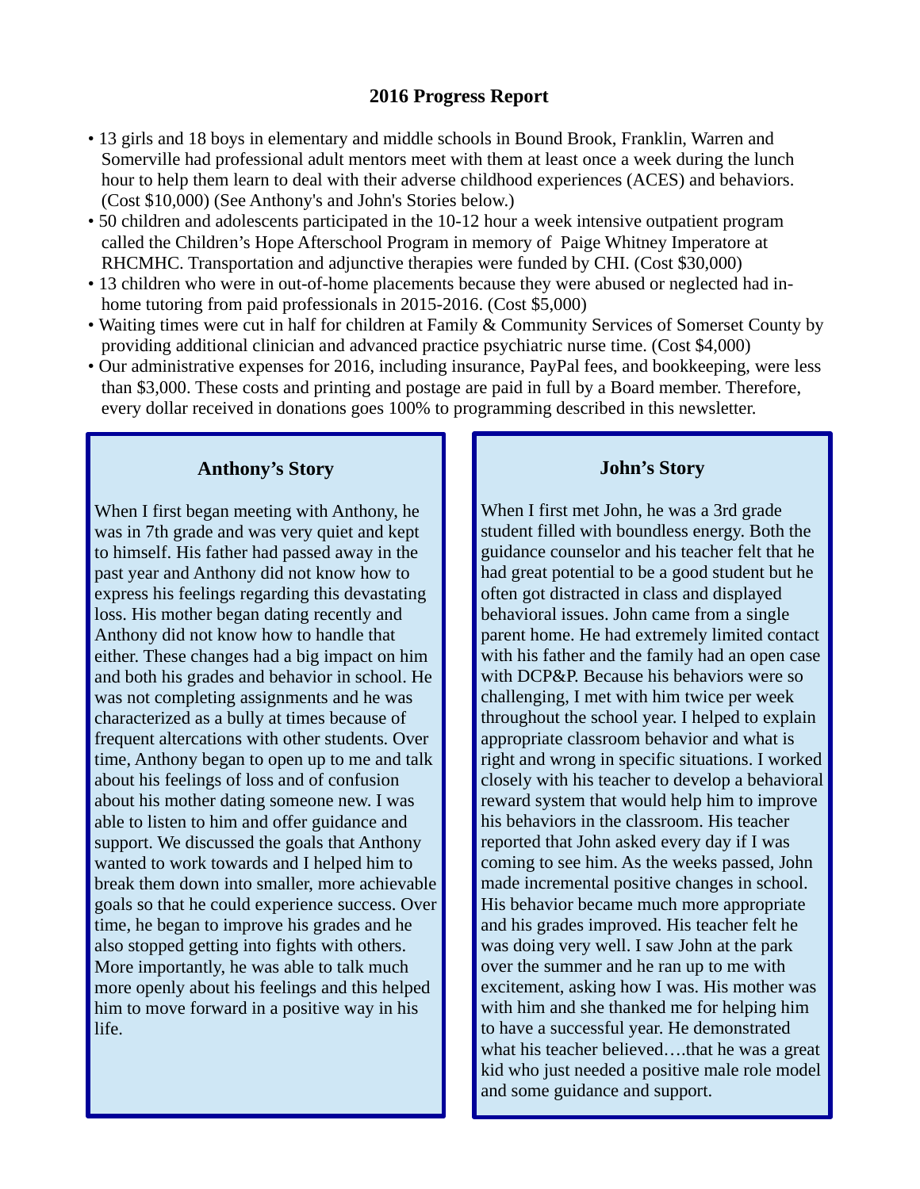## 2016 Progress Report

- 13 girls and 18 boys in elementary and middle schools in Bound Brook, Franklin, Warren and Somerville had professional adult mentors meet with them at least once a week during the lunch hour to help them learn to deal with their adverse childhood experiences (ACES) and behaviors. (Cost $10,000) (See Anthony's and John's Stories below.)
- 50 children and adolescents participated in the 10-12 hour a week intensive outpatient program called the Children's Hope Afterschool Program in memory of Paige Whitney Imperatore at RHCMHC. Transportation and adjunctive therapies were funded by CHI. (Cost $30,000)
- 13 children who were in out-of-home placements because they were abused or neglected had in-home tutoring from paid professionals in 2015-2016. (Cost $5,000)
- Waiting times were cut in half for children at Family & Community Services of Somerset County by providing additional clinician and advanced practice psychiatric nurse time. (Cost $4,000)
- Our administrative expenses for 2016, including insurance, PayPal fees, and bookkeeping, were less than $3,000. These costs and printing and postage are paid in full by a Board member. Therefore, every dollar received in donations goes 100% to programming described in this newsletter.

### Anthony's Story

When I first began meeting with Anthony, he was in 7th grade and was very quiet and kept to himself. His father had passed away in the past year and Anthony did not know how to express his feelings regarding this devastating loss. His mother began dating recently and Anthony did not know how to handle that either. These changes had a big impact on him and both his grades and behavior in school. He was not completing assignments and he was characterized as a bully at times because of frequent altercations with other students. Over time, Anthony began to open up to me and talk about his feelings of loss and of confusion about his mother dating someone new. I was able to listen to him and offer guidance and support. We discussed the goals that Anthony wanted to work towards and I helped him to break them down into smaller, more achievable goals so that he could experience success. Over time, he began to improve his grades and he also stopped getting into fights with others. More importantly, he was able to talk much more openly about his feelings and this helped him to move forward in a positive way in his life.

### John's Story

When I first met John, he was a 3rd grade student filled with boundless energy. Both the guidance counselor and his teacher felt that he had great potential to be a good student but he often got distracted in class and displayed behavioral issues. John came from a single parent home. He had extremely limited contact with his father and the family had an open case with DCP&P. Because his behaviors were so challenging, I met with him twice per week throughout the school year. I helped to explain appropriate classroom behavior and what is right and wrong in specific situations. I worked closely with his teacher to develop a behavioral reward system that would help him to improve his behaviors in the classroom. His teacher reported that John asked every day if I was coming to see him. As the weeks passed, John made incremental positive changes in school. His behavior became much more appropriate and his grades improved. His teacher felt he was doing very well. I saw John at the park over the summer and he ran up to me with excitement, asking how I was. His mother was with him and she thanked me for helping him to have a successful year. He demonstrated what his teacher believed….that he was a great kid who just needed a positive male role model and some guidance and support.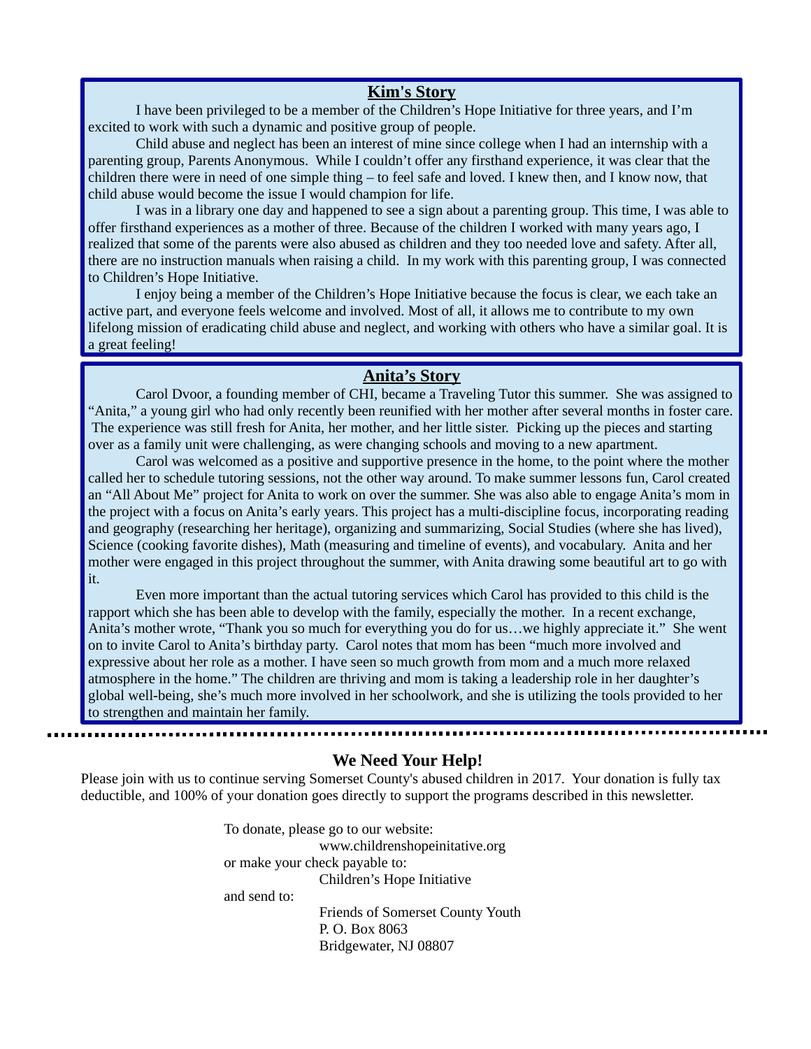## Kim's Story

I have been privileged to be a member of the Children's Hope Initiative for three years, and I'm excited to work with such a dynamic and positive group of people.

Child abuse and neglect has been an interest of mine since college when I had an internship with a parenting group, Parents Anonymous. While I couldn't offer any firsthand experience, it was clear that the children there were in need of one simple thing – to feel safe and loved. I knew then, and I know now, that child abuse would become the issue I would champion for life.

I was in a library one day and happened to see a sign about a parenting group. This time, I was able to offer firsthand experiences as a mother of three. Because of the children I worked with many years ago, I realized that some of the parents were also abused as children and they too needed love and safety. After all, there are no instruction manuals when raising a child. In my work with this parenting group, I was connected to Children's Hope Initiative.

I enjoy being a member of the Children's Hope Initiative because the focus is clear, we each take an active part, and everyone feels welcome and involved. Most of all, it allows me to contribute to my own lifelong mission of eradicating child abuse and neglect, and working with others who have a similar goal. It is a great feeling!

## Anita's Story

Carol Dvoor, a founding member of CHI, became a Traveling Tutor this summer. She was assigned to "Anita," a young girl who had only recently been reunified with her mother after several months in foster care. The experience was still fresh for Anita, her mother, and her little sister. Picking up the pieces and starting over as a family unit were challenging, as were changing schools and moving to a new apartment.

Carol was welcomed as a positive and supportive presence in the home, to the point where the mother called her to schedule tutoring sessions, not the other way around. To make summer lessons fun, Carol created an "All About Me" project for Anita to work on over the summer. She was also able to engage Anita's mom in the project with a focus on Anita's early years. This project has a multi-discipline focus, incorporating reading and geography (researching her heritage), organizing and summarizing, Social Studies (where she has lived), Science (cooking favorite dishes), Math (measuring and timeline of events), and vocabulary. Anita and her mother were engaged in this project throughout the summer, with Anita drawing some beautiful art to go with it.

Even more important than the actual tutoring services which Carol has provided to this child is the rapport which she has been able to develop with the family, especially the mother. In a recent exchange, Anita's mother wrote, "Thank you so much for everything you do for us…we highly appreciate it." She went on to invite Carol to Anita's birthday party. Carol notes that mom has been "much more involved and expressive about her role as a mother. I have seen so much growth from mom and a much more relaxed atmosphere in the home." The children are thriving and mom is taking a leadership role in her daughter's global well-being, she's much more involved in her schoolwork, and she is utilizing the tools provided to her to strengthen and maintain her family.

---

## We Need Your Help!

Please join with us to continue serving Somerset County's abused children in 2017. Your donation is fully tax deductible, and 100% of your donation goes directly to support the programs described in this newsletter.

To donate, please go to our website:
www.childrenshopeinitative.org
or make your check payable to:
Children's Hope Initiative
and send to:
Friends of Somerset County Youth
P. O. Box 8063
Bridgewater, NJ 08807